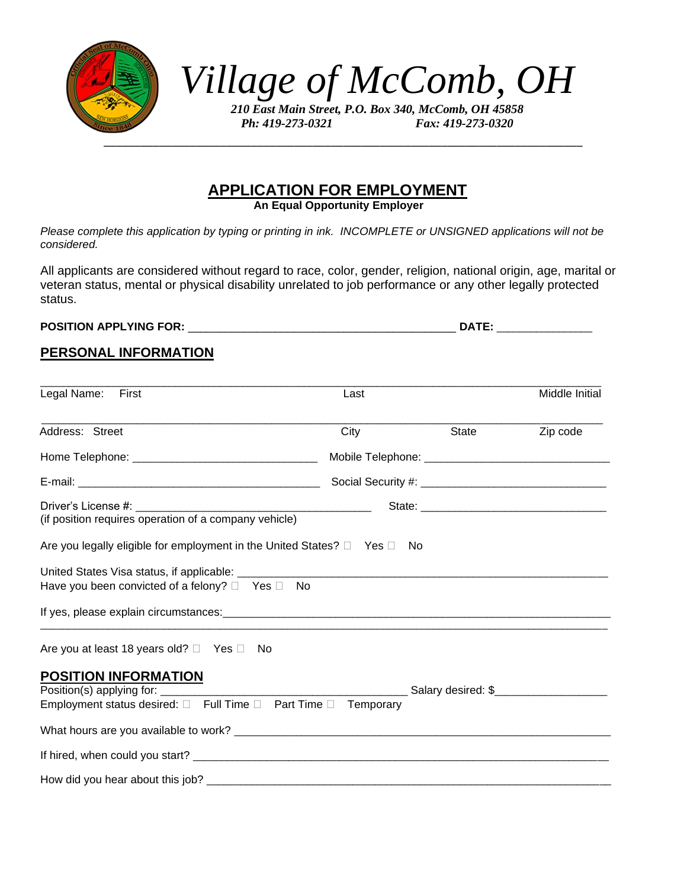# *Village of McComb, OH*

***210 East Main Street, P.O. Box 340, McComb, OH 45858***
***Ph: 419-273-0321 Fax: 419-273-0320***

---

## APPLICATION FOR EMPLOYMENT

**An Equal Opportunity Employer**

*Please complete this application by typing or printing in ink. INCOMPLETE or UNSIGNED applications will not be considered.*

All applicants are considered without regard to race, color, gender, religion, national origin, age, marital or veteran status, mental or physical disability unrelated to job performance or any other legally protected status.

**POSITION APPLYING FOR:** ___________________________________________ **DATE:** _______________

## PERSONAL INFORMATION

___________________________________________________________________________________

Legal Name: First Last Middle Initial

___________________________________________________________________________________

Address: Street City State Zip code

Home Telephone: ______________________________ Mobile Telephone: ______________________________

E-mail: ________________________________________ Social Security #: ______________________________

Driver's License #: ______________________________________ State: ______________________________
(if position requires operation of a company vehicle)

Are you legally eligible for employment in the United States? ☐ Yes ☐ No

United States Visa status, if applicable: ___________________________________________________________
Have you been convicted of a felony? ☐ Yes ☐ No

If yes, please explain circumstances:_________________________________________________________________
___________________________________________________________________________________

Are you at least 18 years old? ☐ Yes ☐ No

## POSITION INFORMATION

Position(s) applying for: ________________________________________ Salary desired: $_________________
Employment status desired: ☐ Full Time ☐ Part Time ☐ Temporary

What hours are you available to work? ___________________________________________________________

If hired, when could you start? _________________________________________________________________

How did you hear about this job? ________________________________________________________________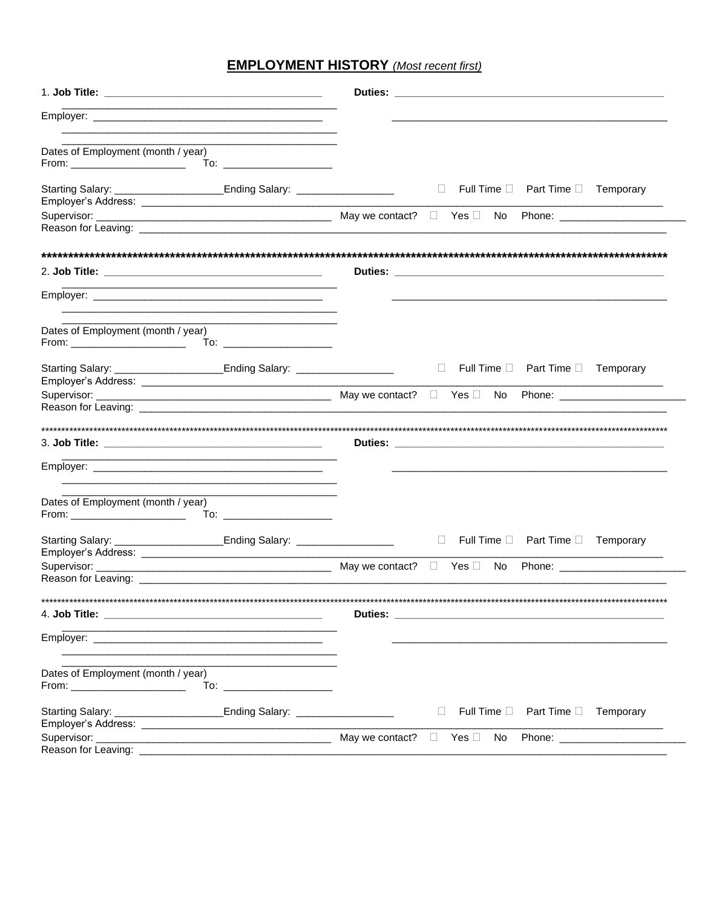## **EMPLOYMENT HISTORY** *(Most recent first)*

1. **Job Title:** ______________________________________ **Duties:** ______________________________________________

_______________________________________________

Employer: ________________________________________ ______________________________________________

_______________________________________________

_______________________________________________

Dates of Employment (month / year)

From: ___________________ To: ___________________

Starting Salary: __________________Ending Salary: ________________ ☐ Full Time ☐ Part Time ☐ Temporary

Employer's Address: ______________________________________________________________________________

Supervisor: ______________________________________ May we contact? ☐ Yes ☐ No Phone: ____________________

Reason for Leaving: _______________________________________________________________________________

*****************************************************************************************************************

2. **Job Title:** ______________________________________ **Duties:** ______________________________________________

_______________________________________________

Employer: ________________________________________ ______________________________________________

_______________________________________________

_______________________________________________

Dates of Employment (month / year)

From: ___________________ To: ___________________

Starting Salary: __________________Ending Salary: ________________ ☐ Full Time ☐ Part Time ☐ Temporary

Employer's Address: ______________________________________________________________________________

Supervisor: ______________________________________ May we contact? ☐ Yes ☐ No Phone: ____________________

Reason for Leaving: _______________________________________________________________________________

*****************************************************************************************************************

3. **Job Title:** ______________________________________ **Duties:** ______________________________________________

_______________________________________________

Employer: ________________________________________ ______________________________________________

_______________________________________________

_______________________________________________

Dates of Employment (month / year)

From: ___________________ To: ___________________

Starting Salary: __________________Ending Salary: ________________ ☐ Full Time ☐ Part Time ☐ Temporary

Employer's Address: ______________________________________________________________________________

Supervisor: ______________________________________ May we contact? ☐ Yes ☐ No Phone: ____________________

Reason for Leaving: _______________________________________________________________________________

*****************************************************************************************************************

4. **Job Title:** ______________________________________ **Duties:** ______________________________________________

_______________________________________________

Employer: ________________________________________ ______________________________________________

_______________________________________________

_______________________________________________

Dates of Employment (month / year)

From: ___________________ To: ___________________

Starting Salary: __________________Ending Salary: ________________ ☐ Full Time ☐ Part Time ☐ Temporary

Employer's Address: ______________________________________________________________________________

Supervisor: ______________________________________ May we contact? ☐ Yes ☐ No Phone: ____________________

Reason for Leaving: _______________________________________________________________________________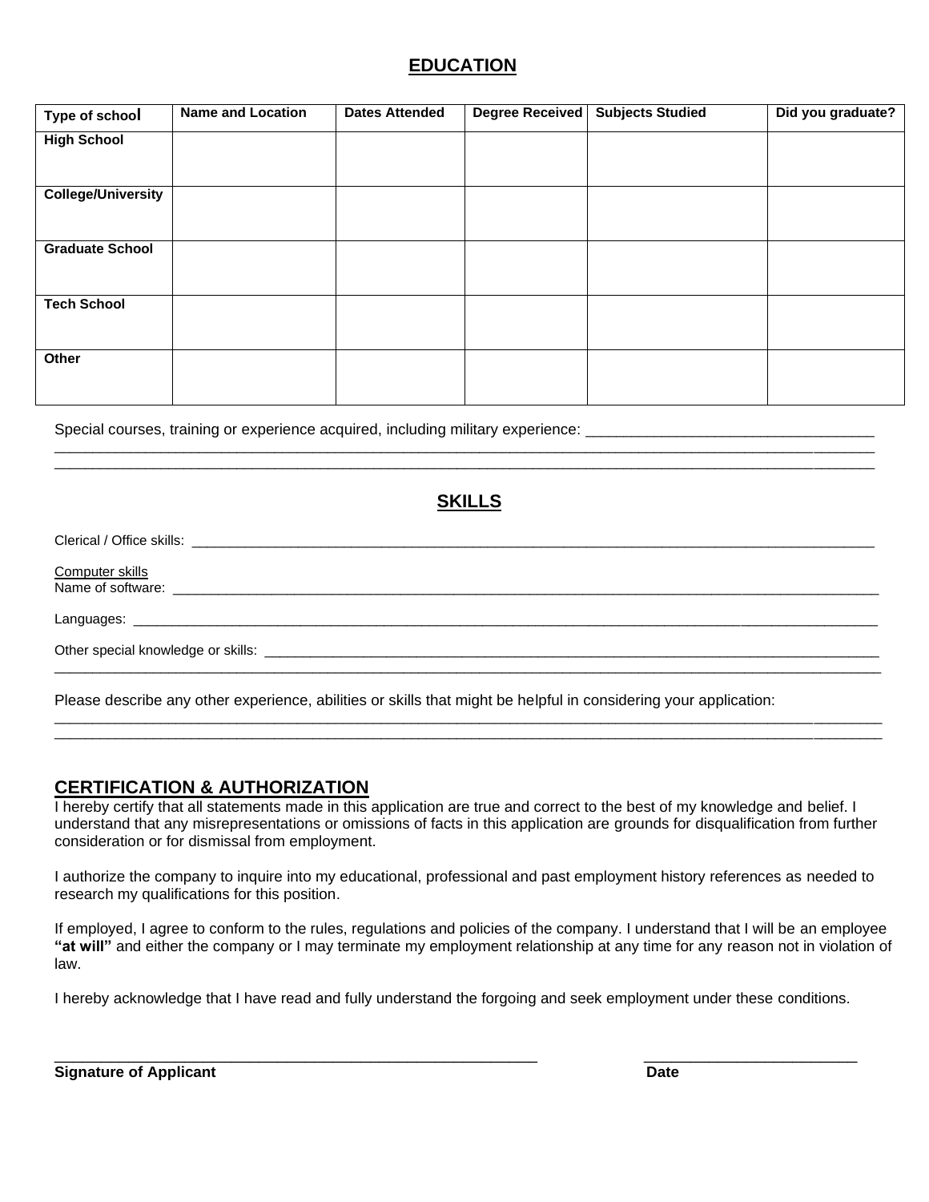## EDUCATION

| Type of school | Name and Location | Dates Attended | Degree Received | Subjects Studied | Did you graduate? |
|---|---|---|---|---|---|
| **High School** | | | | | |
| **College/University** | | | | | |
| **Graduate School** | | | | | |
| **Tech School** | | | | | |
| **Other** | | | | | |

Special courses, training or experience acquired, including military experience: ___________________________________
____________________________________________________________________________________________________
____________________________________________________________________________________________________

## SKILLS

Clerical / Office skills: ____________________________________________________________________________________

Computer skills
Name of software: __________________________________________________________________________________

Languages: ________________________________________________________________________________________

Other special knowledge or skills: ____________________________________________________________________
____________________________________________________________________________________________________

Please describe any other experience, abilities or skills that might be helpful in considering your application:
____________________________________________________________________________________________________
____________________________________________________________________________________________________

## CERTIFICATION & AUTHORIZATION

I hereby certify that all statements made in this application are true and correct to the best of my knowledge and belief. I understand that any misrepresentations or omissions of facts in this application are grounds for disqualification from further consideration or for dismissal from employment.

I authorize the company to inquire into my educational, professional and past employment history references as needed to research my qualifications for this position.

If employed, I agree to conform to the rules, regulations and policies of the company. I understand that I will be an employee **"at will"** and either the company or I may terminate my employment relationship at any time for any reason not in violation of law.

I hereby acknowledge that I have read and fully understand the forgoing and seek employment under these conditions.

_______________________________________________________ ________________________

**Signature of Applicant** **Date**